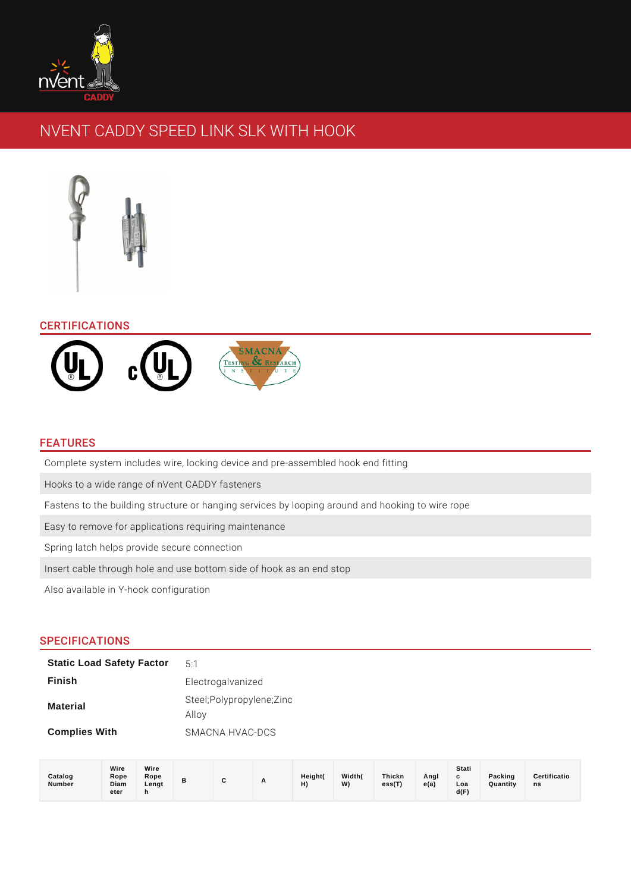# NVENT CADDY SPEED LINK SLK WITH HOOK

## CERTIFICATIONS

## FEATURES

- Complete system includes wire, locking device and pre-assembled hook end fitting
- Hooks to a wide range of nVent CADDY fasteners
- Fastens to the building structure or hanging services by looping around and hooking to wire rope
- Easy to remove for applications requiring maintenance
- Spring latch helps provide secure connection
- Insert cable through hole and use bottom side of hook as an end stop
- Also available in Y-hook configuration

## SPECIFICATIONS

| | |
|---|---|
| **Static Load Safety Factor** | 5:1 |
| **Finish** | Electrogalvanized |
| **Material** | Steel;Polypropylene;Zinc Alloy |
| **Complies With** | SMACNA HVAC-DCS |

| Catalog Number | Wire Rope Diameter | Wire Rope Length | B | C | A | Height(H) | Width(W) | Thickness(T) | Angle(a) | Static Load(F) | Packing Quantity | Certifications |
|---|---|---|---|---|---|---|---|---|---|---|---|---|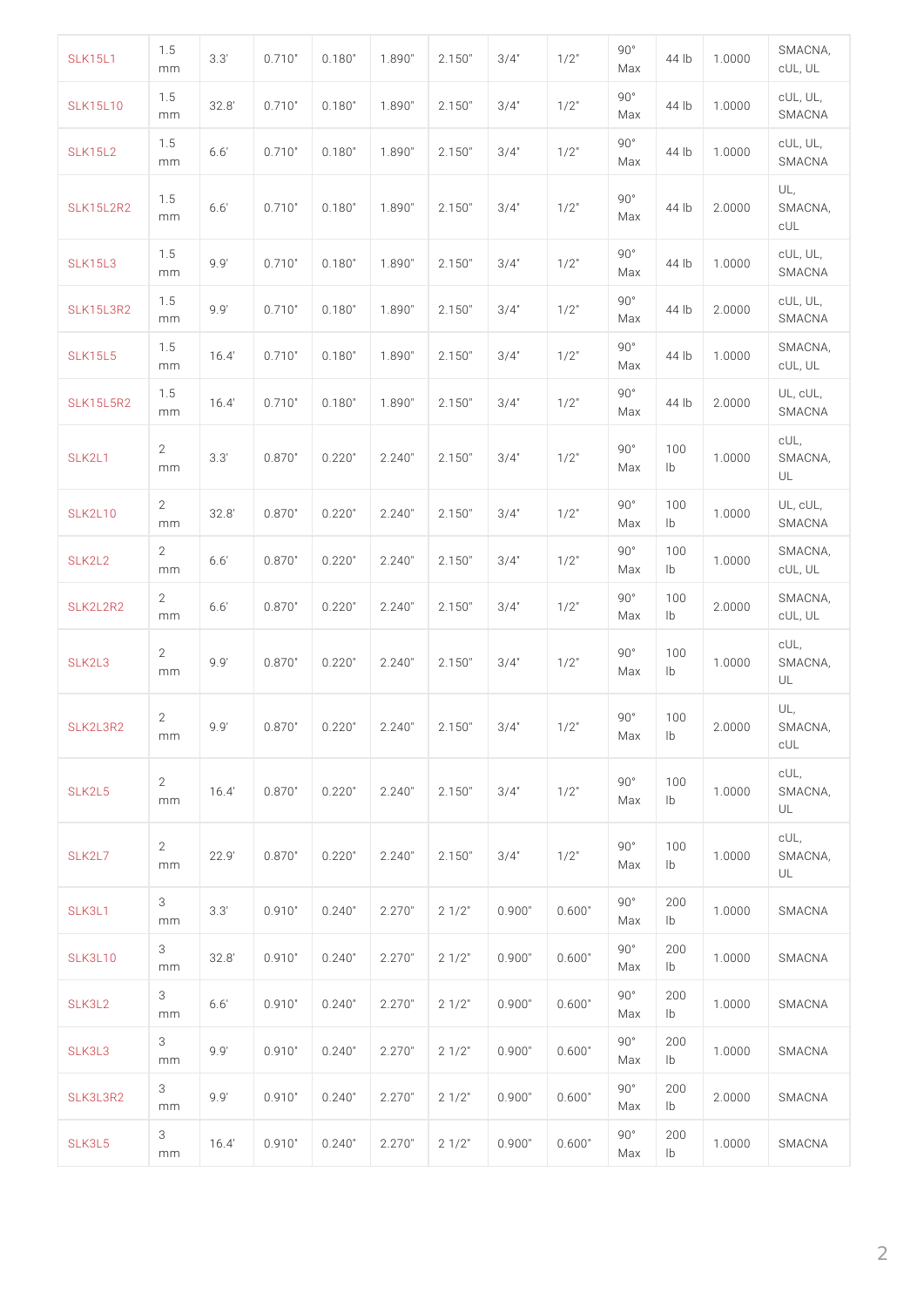| | | | | | | | | | | | | |
|---|---|---|---|---|---|---|---|---|---|---|---|---|
| SLK15L1 | 1.5 mm | 3.3' | 0.710" | 0.180" | 1.890" | 2.150" | 3/4" | 1/2" | 90° Max | 44 lb | 1.0000 | SMACNA, cUL, UL |
| SLK15L10 | 1.5 mm | 32.8' | 0.710" | 0.180" | 1.890" | 2.150" | 3/4" | 1/2" | 90° Max | 44 lb | 1.0000 | cUL, UL, SMACNA |
| SLK15L2 | 1.5 mm | 6.6' | 0.710" | 0.180" | 1.890" | 2.150" | 3/4" | 1/2" | 90° Max | 44 lb | 1.0000 | cUL, UL, SMACNA |
| SLK15L2R2 | 1.5 mm | 6.6' | 0.710" | 0.180" | 1.890" | 2.150" | 3/4" | 1/2" | 90° Max | 44 lb | 2.0000 | UL, SMACNA, cUL |
| SLK15L3 | 1.5 mm | 9.9' | 0.710" | 0.180" | 1.890" | 2.150" | 3/4" | 1/2" | 90° Max | 44 lb | 1.0000 | cUL, UL, SMACNA |
| SLK15L3R2 | 1.5 mm | 9.9' | 0.710" | 0.180" | 1.890" | 2.150" | 3/4" | 1/2" | 90° Max | 44 lb | 2.0000 | cUL, UL, SMACNA |
| SLK15L5 | 1.5 mm | 16.4' | 0.710" | 0.180" | 1.890" | 2.150" | 3/4" | 1/2" | 90° Max | 44 lb | 1.0000 | SMACNA, cUL, UL |
| SLK15L5R2 | 1.5 mm | 16.4' | 0.710" | 0.180" | 1.890" | 2.150" | 3/4" | 1/2" | 90° Max | 44 lb | 2.0000 | UL, cUL, SMACNA |
| SLK2L1 | 2 mm | 3.3' | 0.870" | 0.220" | 2.240" | 2.150" | 3/4" | 1/2" | 90° Max | 100 lb | 1.0000 | cUL, SMACNA, UL |
| SLK2L10 | 2 mm | 32.8' | 0.870" | 0.220" | 2.240" | 2.150" | 3/4" | 1/2" | 90° Max | 100 lb | 1.0000 | UL, cUL, SMACNA |
| SLK2L2 | 2 mm | 6.6' | 0.870" | 0.220" | 2.240" | 2.150" | 3/4" | 1/2" | 90° Max | 100 lb | 1.0000 | SMACNA, cUL, UL |
| SLK2L2R2 | 2 mm | 6.6' | 0.870" | 0.220" | 2.240" | 2.150" | 3/4" | 1/2" | 90° Max | 100 lb | 2.0000 | SMACNA, cUL, UL |
| SLK2L3 | 2 mm | 9.9' | 0.870" | 0.220" | 2.240" | 2.150" | 3/4" | 1/2" | 90° Max | 100 lb | 1.0000 | cUL, SMACNA, UL |
| SLK2L3R2 | 2 mm | 9.9' | 0.870" | 0.220" | 2.240" | 2.150" | 3/4" | 1/2" | 90° Max | 100 lb | 2.0000 | UL, SMACNA, cUL |
| SLK2L5 | 2 mm | 16.4' | 0.870" | 0.220" | 2.240" | 2.150" | 3/4" | 1/2" | 90° Max | 100 lb | 1.0000 | cUL, SMACNA, UL |
| SLK2L7 | 2 mm | 22.9' | 0.870" | 0.220" | 2.240" | 2.150" | 3/4" | 1/2" | 90° Max | 100 lb | 1.0000 | cUL, SMACNA, UL |
| SLK3L1 | 3 mm | 3.3' | 0.910" | 0.240" | 2.270" | 2 1/2" | 0.900" | 0.600" | 90° Max | 200 lb | 1.0000 | SMACNA |
| SLK3L10 | 3 mm | 32.8' | 0.910" | 0.240" | 2.270" | 2 1/2" | 0.900" | 0.600" | 90° Max | 200 lb | 1.0000 | SMACNA |
| SLK3L2 | 3 mm | 6.6' | 0.910" | 0.240" | 2.270" | 2 1/2" | 0.900" | 0.600" | 90° Max | 200 lb | 1.0000 | SMACNA |
| SLK3L3 | 3 mm | 9.9' | 0.910" | 0.240" | 2.270" | 2 1/2" | 0.900" | 0.600" | 90° Max | 200 lb | 1.0000 | SMACNA |
| SLK3L3R2 | 3 mm | 9.9' | 0.910" | 0.240" | 2.270" | 2 1/2" | 0.900" | 0.600" | 90° Max | 200 lb | 2.0000 | SMACNA |
| SLK3L5 | 3 mm | 16.4' | 0.910" | 0.240" | 2.270" | 2 1/2" | 0.900" | 0.600" | 90° Max | 200 lb | 1.0000 | SMACNA |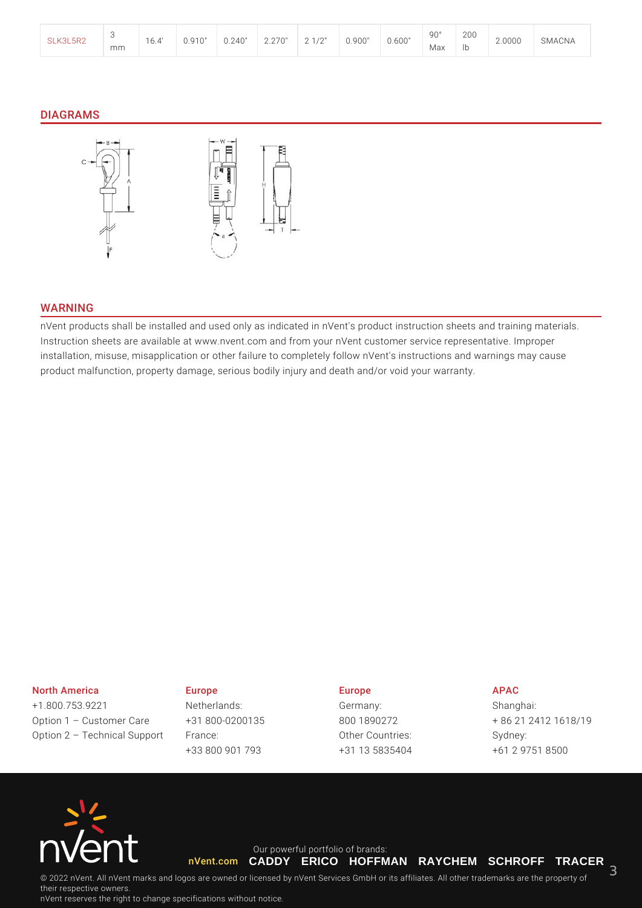| | | | | | | | | | | | |
|---|---|---|---|---|---|---|---|---|---|---|---|
| SLK3L5R2 | 3 mm | 16.4' | 0.910" | 0.240" | 2.270" | 2 1/2" | 0.900" | 0.600" | 90° Max | 200 lb | 2.0000 | SMACNA |

## DIAGRAMS

B
C
A
F
W
H
a
T

## WARNING

nVent products shall be installed and used only as indicated in nVent's product instruction sheets and training materials. Instruction sheets are available at www.nvent.com and from your nVent customer service representative. Improper installation, misuse, misapplication or other failure to completely follow nVent's instructions and warnings may cause product malfunction, property damage, serious bodily injury and death and/or void your warranty.

**North America**
+1.800.753.9221
Option 1 – Customer Care
Option 2 – Technical Support

**Europe**
Netherlands:
+31 800-0200135
France:
+33 800 901 793

**Europe**
Germany:
800 1890272
Other Countries:
+31 13 5835404

**APAC**
Shanghai:
+ 86 21 2412 1618/19
Sydney:
+61 2 9751 8500

Our powerful portfolio of brands:
nVent.com CADDY ERICO HOFFMAN RAYCHEM SCHROFF TRACER

© 2022 nVent. All nVent marks and logos are owned or licensed by nVent Services GmbH or its affiliates. All other trademarks are the property of their respective owners.
nVent reserves the right to change specifications without notice.